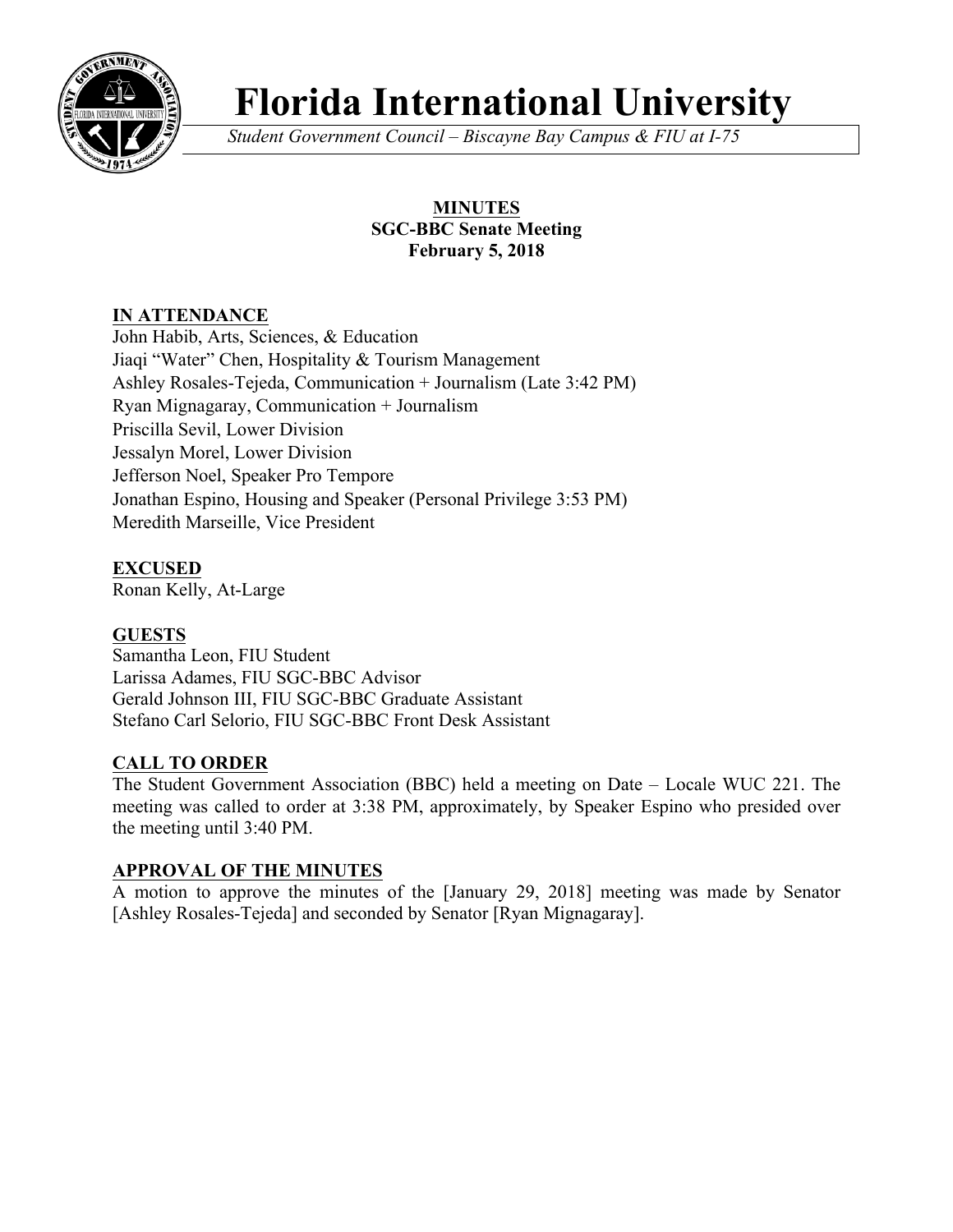# Florida International University

*Student Government Council – Biscayne Bay Campus & FIU at I-75*

**MINUTES**
**SGC-BBC Senate Meeting**
**February 5, 2018**

**IN ATTENDANCE**

John Habib, Arts, Sciences, & Education
Jiaqi "Water" Chen, Hospitality & Tourism Management
Ashley Rosales-Tejeda, Communication + Journalism (Late 3:42 PM)
Ryan Mignagaray, Communication + Journalism
Priscilla Sevil, Lower Division
Jessalyn Morel, Lower Division
Jefferson Noel, Speaker Pro Tempore
Jonathan Espino, Housing and Speaker (Personal Privilege 3:53 PM)
Meredith Marseille, Vice President

**EXCUSED**

Ronan Kelly, At-Large

**GUESTS**

Samantha Leon, FIU Student
Larissa Adames, FIU SGC-BBC Advisor
Gerald Johnson III, FIU SGC-BBC Graduate Assistant
Stefano Carl Selorio, FIU SGC-BBC Front Desk Assistant

**CALL TO ORDER**

The Student Government Association (BBC) held a meeting on Date – Locale WUC 221. The meeting was called to order at 3:38 PM, approximately, by Speaker Espino who presided over the meeting until 3:40 PM.

**APPROVAL OF THE MINUTES**

A motion to approve the minutes of the [January 29, 2018] meeting was made by Senator [Ashley Rosales-Tejeda] and seconded by Senator [Ryan Mignagaray].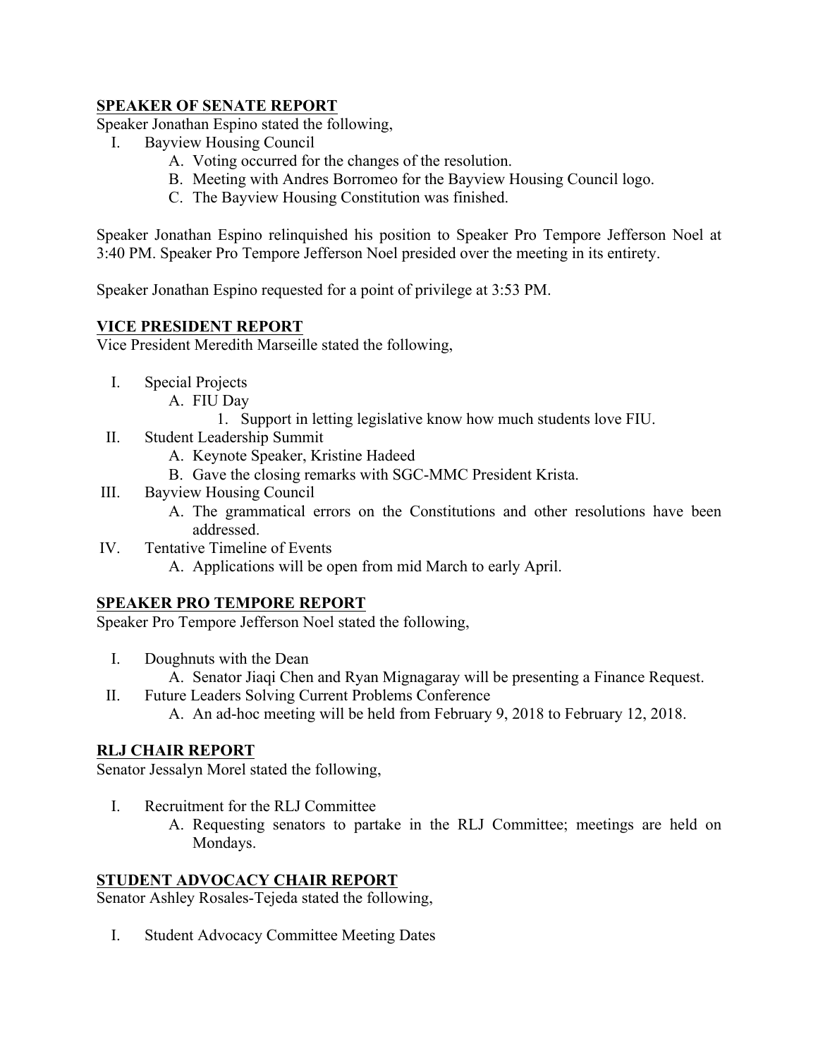## SPEAKER OF SENATE REPORT

Speaker Jonathan Espino stated the following,

I. Bayview Housing Council
   A. Voting occurred for the changes of the resolution.
   B. Meeting with Andres Borromeo for the Bayview Housing Council logo.
   C. The Bayview Housing Constitution was finished.

Speaker Jonathan Espino relinquished his position to Speaker Pro Tempore Jefferson Noel at 3:40 PM. Speaker Pro Tempore Jefferson Noel presided over the meeting in its entirety.

Speaker Jonathan Espino requested for a point of privilege at 3:53 PM.

## VICE PRESIDENT REPORT

Vice President Meredith Marseille stated the following,

I. Special Projects
   A. FIU Day
      1. Support in letting legislative know how much students love FIU.
II. Student Leadership Summit
   A. Keynote Speaker, Kristine Hadeed
   B. Gave the closing remarks with SGC-MMC President Krista.
III. Bayview Housing Council
   A. The grammatical errors on the Constitutions and other resolutions have been addressed.
IV. Tentative Timeline of Events
   A. Applications will be open from mid March to early April.

## SPEAKER PRO TEMPORE REPORT

Speaker Pro Tempore Jefferson Noel stated the following,

I. Doughnuts with the Dean
   A. Senator Jiaqi Chen and Ryan Mignagaray will be presenting a Finance Request.
II. Future Leaders Solving Current Problems Conference
   A. An ad-hoc meeting will be held from February 9, 2018 to February 12, 2018.

## RLJ CHAIR REPORT

Senator Jessalyn Morel stated the following,

I. Recruitment for the RLJ Committee
   A. Requesting senators to partake in the RLJ Committee; meetings are held on Mondays.

## STUDENT ADVOCACY CHAIR REPORT

Senator Ashley Rosales-Tejeda stated the following,

I. Student Advocacy Committee Meeting Dates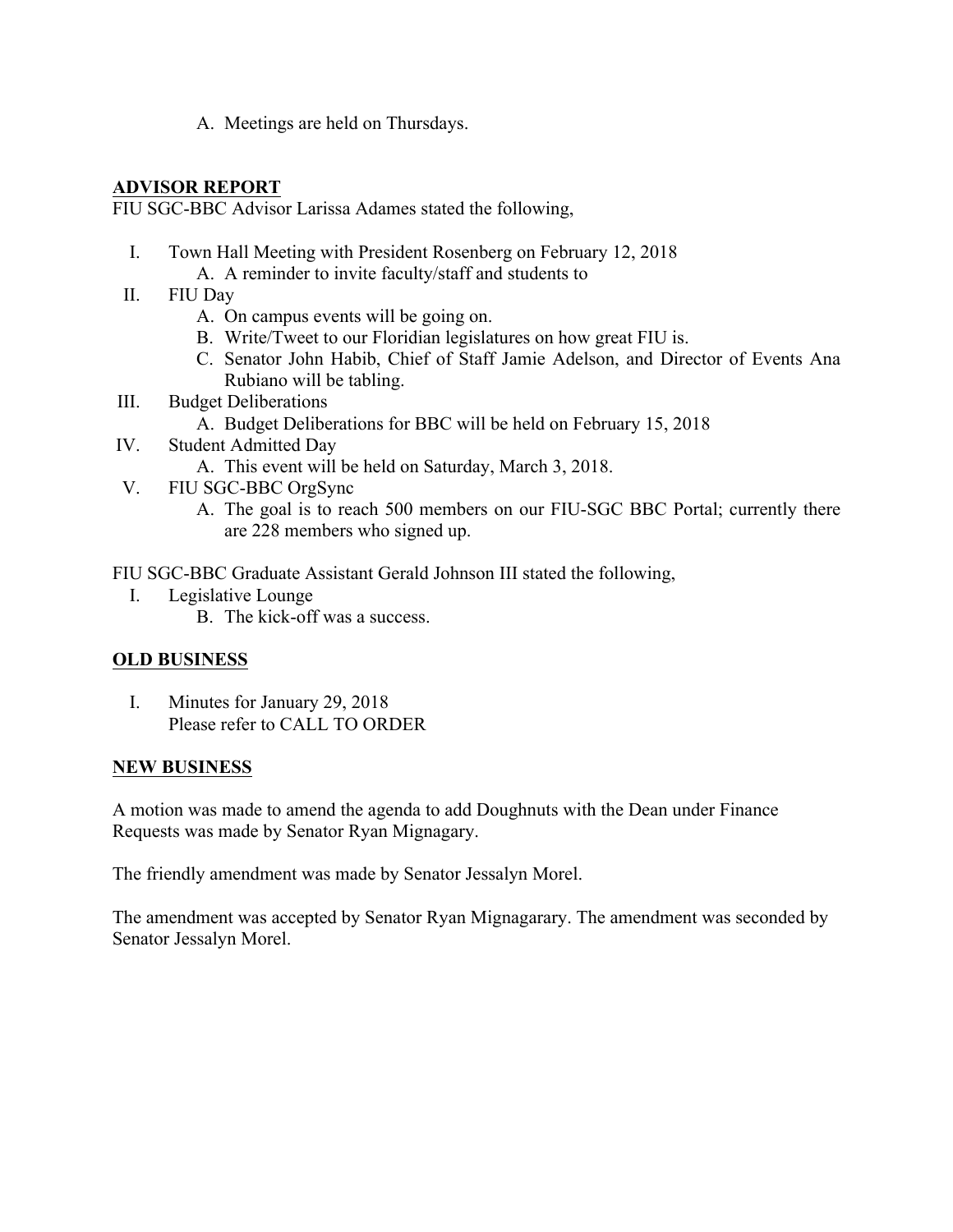A. Meetings are held on Thursdays.

**ADVISOR REPORT**

FIU SGC-BBC Advisor Larissa Adames stated the following,

I. Town Hall Meeting with President Rosenberg on February 12, 2018
   A. A reminder to invite faculty/staff and students to
II. FIU Day
   A. On campus events will be going on.
   B. Write/Tweet to our Floridian legislatures on how great FIU is.
   C. Senator John Habib, Chief of Staff Jamie Adelson, and Director of Events Ana Rubiano will be tabling.
III. Budget Deliberations
   A. Budget Deliberations for BBC will be held on February 15, 2018
IV. Student Admitted Day
   A. This event will be held on Saturday, March 3, 2018.
V. FIU SGC-BBC OrgSync
   A. The goal is to reach 500 members on our FIU-SGC BBC Portal; currently there are 228 members who signed up.

FIU SGC-BBC Graduate Assistant Gerald Johnson III stated the following,

I. Legislative Lounge
   B. The kick-off was a success.

**OLD BUSINESS**

I. Minutes for January 29, 2018
   Please refer to CALL TO ORDER

**NEW BUSINESS**

A motion was made to amend the agenda to add Doughnuts with the Dean under Finance Requests was made by Senator Ryan Mignagary.

The friendly amendment was made by Senator Jessalyn Morel.

The amendment was accepted by Senator Ryan Mignagarary. The amendment was seconded by Senator Jessalyn Morel.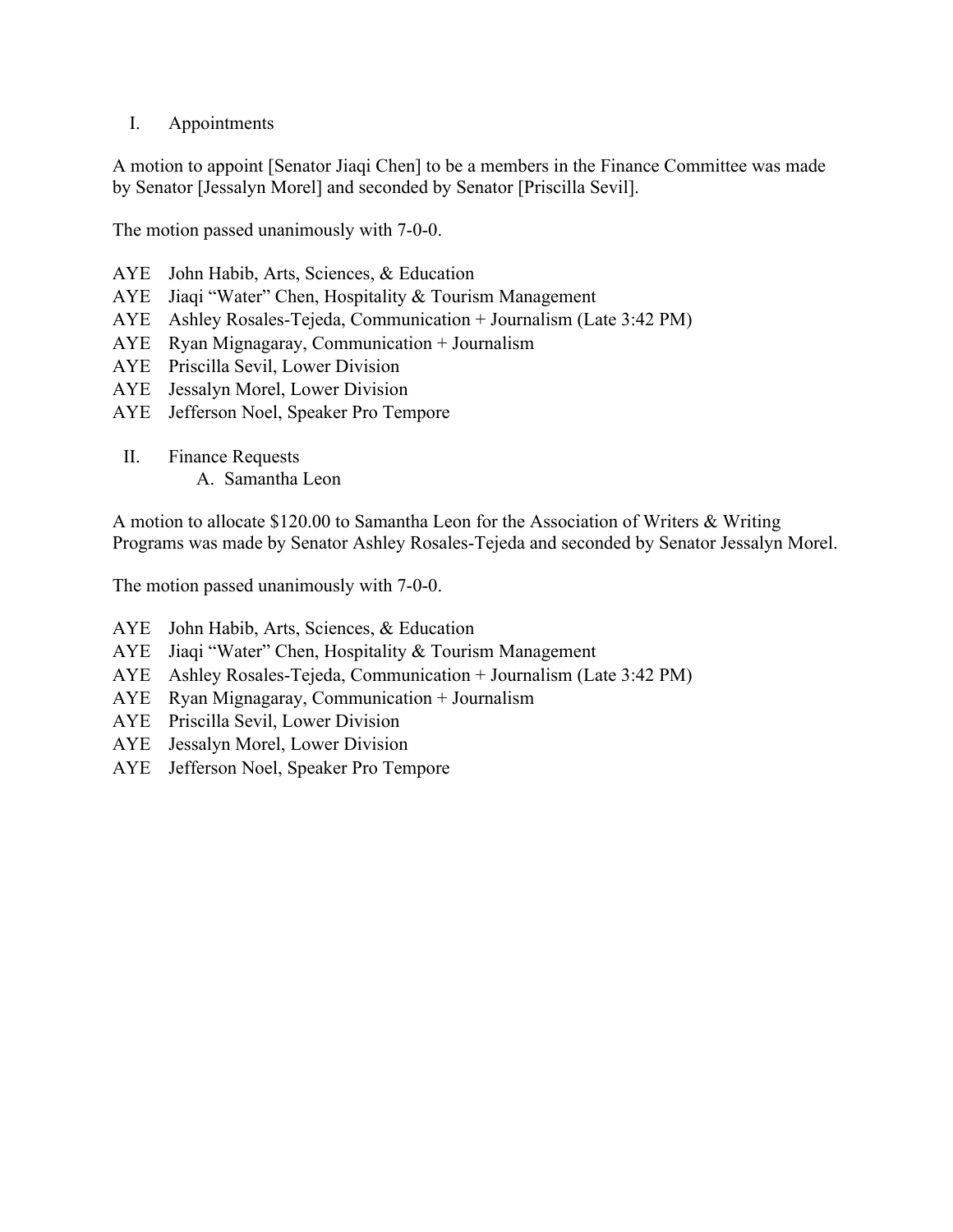I. Appointments

A motion to appoint [Senator Jiaqi Chen] to be a members in the Finance Committee was made by Senator [Jessalyn Morel] and seconded by Senator [Priscilla Sevil].

The motion passed unanimously with 7-0-0.

AYE John Habib, Arts, Sciences, & Education
AYE Jiaqi "Water" Chen, Hospitality & Tourism Management
AYE Ashley Rosales-Tejeda, Communication + Journalism (Late 3:42 PM)
AYE Ryan Mignagaray, Communication + Journalism
AYE Priscilla Sevil, Lower Division
AYE Jessalyn Morel, Lower Division
AYE Jefferson Noel, Speaker Pro Tempore

II. Finance Requests
   A. Samantha Leon

A motion to allocate $120.00 to Samantha Leon for the Association of Writers & Writing Programs was made by Senator Ashley Rosales-Tejeda and seconded by Senator Jessalyn Morel.

The motion passed unanimously with 7-0-0.

AYE John Habib, Arts, Sciences, & Education
AYE Jiaqi "Water" Chen, Hospitality & Tourism Management
AYE Ashley Rosales-Tejeda, Communication + Journalism (Late 3:42 PM)
AYE Ryan Mignagaray, Communication + Journalism
AYE Priscilla Sevil, Lower Division
AYE Jessalyn Morel, Lower Division
AYE Jefferson Noel, Speaker Pro Tempore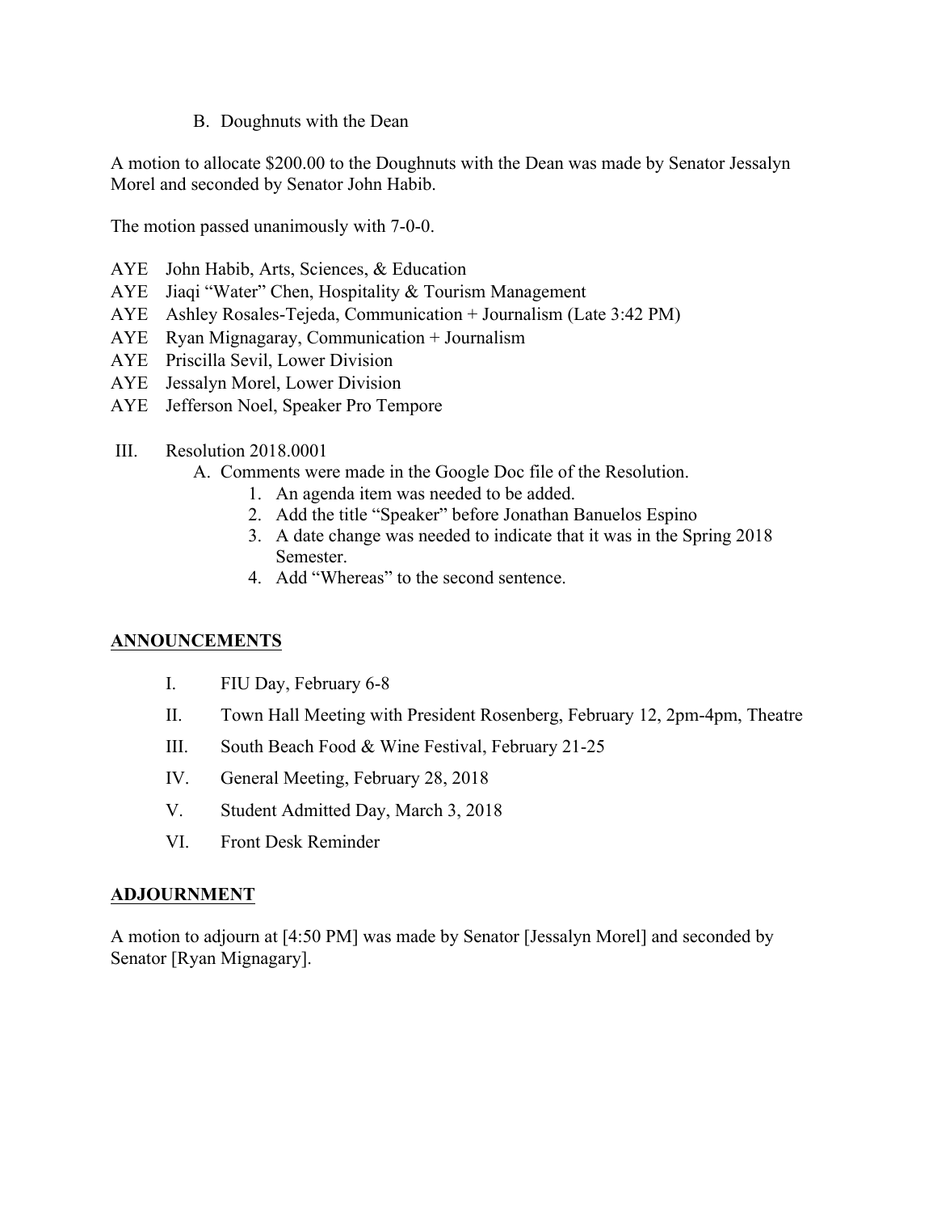B. Doughnuts with the Dean

A motion to allocate $200.00 to the Doughnuts with the Dean was made by Senator Jessalyn Morel and seconded by Senator John Habib.

The motion passed unanimously with 7-0-0.

AYE John Habib, Arts, Sciences, & Education
AYE Jiaqi "Water" Chen, Hospitality & Tourism Management
AYE Ashley Rosales-Tejeda, Communication + Journalism (Late 3:42 PM)
AYE Ryan Mignagaray, Communication + Journalism
AYE Priscilla Sevil, Lower Division
AYE Jessalyn Morel, Lower Division
AYE Jefferson Noel, Speaker Pro Tempore

III. Resolution 2018.0001
   A. Comments were made in the Google Doc file of the Resolution.
      1. An agenda item was needed to be added.
      2. Add the title "Speaker" before Jonathan Banuelos Espino
      3. A date change was needed to indicate that it was in the Spring 2018 Semester.
      4. Add "Whereas" to the second sentence.

## ANNOUNCEMENTS

I. FIU Day, February 6-8

II. Town Hall Meeting with President Rosenberg, February 12, 2pm-4pm, Theatre

III. South Beach Food & Wine Festival, February 21-25

IV. General Meeting, February 28, 2018

V. Student Admitted Day, March 3, 2018

VI. Front Desk Reminder

## ADJOURNMENT

A motion to adjourn at [4:50 PM] was made by Senator [Jessalyn Morel] and seconded by Senator [Ryan Mignagary].